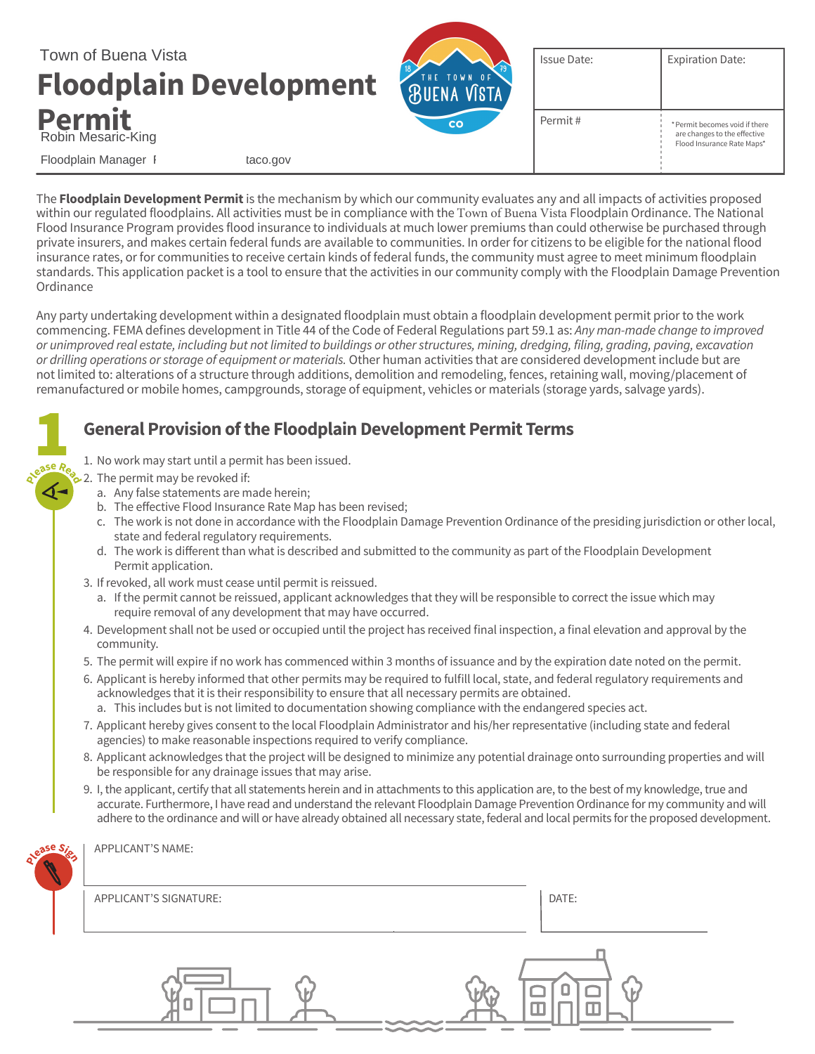Town of Buena Vista

# Floodplain Development Permit

Robin Mesaric-King

Floodplain Manager  F                taco.gov

| Issue Date: | Expiration Date: |
| --- | --- |
| Permit # | *Permit becomes void if there are changes to the effective Flood Insurance Rate Maps* |

The **Floodplain Development Permit** is the mechanism by which our community evaluates any and all impacts of activities proposed within our regulated floodplains. All activities must be in compliance with the Town of Buena Vista Floodplain Ordinance. The National Flood Insurance Program provides flood insurance to individuals at much lower premiums than could otherwise be purchased through private insurers, and makes certain federal funds are available to communities. In order for citizens to be eligible for the national flood insurance rates, or for communities to receive certain kinds of federal funds, the community must agree to meet minimum floodplain standards. This application packet is a tool to ensure that the activities in our community comply with the Floodplain Damage Prevention Ordinance

Any party undertaking development within a designated floodplain must obtain a floodplain development permit prior to the work commencing. FEMA defines development in Title 44 of the Code of Federal Regulations part 59.1 as: *Any man-made change to improved or unimproved real estate, including but not limited to buildings or other structures, mining, dredging, filing, grading, paving, excavation or drilling operations or storage of equipment or materials.* Other human activities that are considered development include but are not limited to: alterations of a structure through additions, demolition and remodeling, fences, retaining wall, moving/placement of remanufactured or mobile homes, campgrounds, storage of equipment, vehicles or materials (storage yards, salvage yards).

## 1 General Provision of the Floodplain Development Permit Terms

Please Read

1. No work may start until a permit has been issued.
2. The permit may be revoked if:
   a. Any false statements are made herein;
   b. The effective Flood Insurance Rate Map has been revised;
   c. The work is not done in accordance with the Floodplain Damage Prevention Ordinance of the presiding jurisdiction or other local, state and federal regulatory requirements.
   d. The work is different than what is described and submitted to the community as part of the Floodplain Development Permit application.
3. If revoked, all work must cease until permit is reissued.
   a. If the permit cannot be reissued, applicant acknowledges that they will be responsible to correct the issue which may require removal of any development that may have occurred.
4. Development shall not be used or occupied until the project has received final inspection, a final elevation and approval by the community.
5. The permit will expire if no work has commenced within 3 months of issuance and by the expiration date noted on the permit.
6. Applicant is hereby informed that other permits may be required to fulfill local, state, and federal regulatory requirements and acknowledges that it is their responsibility to ensure that all necessary permits are obtained.
   a. This includes but is not limited to documentation showing compliance with the endangered species act.
7. Applicant hereby gives consent to the local Floodplain Administrator and his/her representative (including state and federal agencies) to make reasonable inspections required to verify compliance.
8. Applicant acknowledges that the project will be designed to minimize any potential drainage onto surrounding properties and will be responsible for any drainage issues that may arise.
9. I, the applicant, certify that all statements herein and in attachments to this application are, to the best of my knowledge, true and accurate. Furthermore, I have read and understand the relevant Floodplain Damage Prevention Ordinance for my community and will adhere to the ordinance and will or have already obtained all necessary state, federal and local permits for the proposed development.

Please Sign

APPLICANT'S NAME:

APPLICANT'S SIGNATURE:

DATE: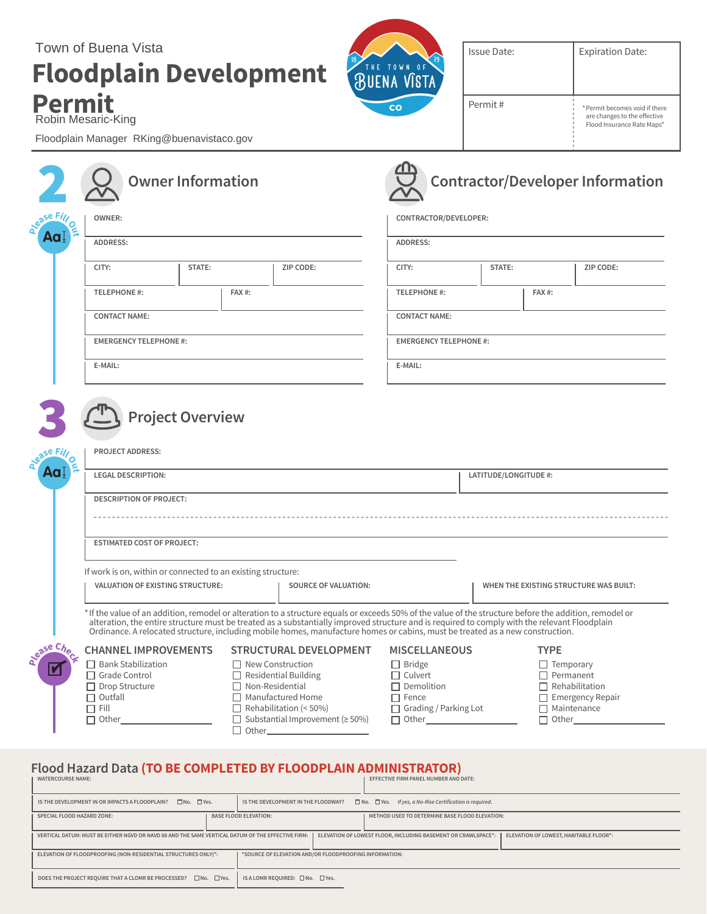Town of Buena Vista

# Floodplain Development Permit

Robin Mesaric-King

Floodplain Manager RKing@buenavistaco.gov

| Issue Date: | Expiration Date: |
|---|---|
| Permit # | *Permit becomes void if there are changes to the effective Flood Insurance Rate Maps* |

## 2 Owner Information

Please Fill Out

OWNER:

ADDRESS:

| CITY: | STATE: | ZIP CODE: |
|---|---|---|

| TELEPHONE #: | FAX #: |
|---|---|

CONTACT NAME:

EMERGENCY TELEPHONE #:

E-MAIL:

## Contractor/Developer Information

CONTRACTOR/DEVELOPER:

ADDRESS:

| CITY: | STATE: | ZIP CODE: |
|---|---|---|

| TELEPHONE #: | FAX #: |
|---|---|

CONTACT NAME:

EMERGENCY TELEPHONE #:

E-MAIL:

## 3 Project Overview

Please Fill Out

PROJECT ADDRESS:

| LEGAL DESCRIPTION: | LATITUDE/LONGITUDE #: |
|---|---|

DESCRIPTION OF PROJECT:

ESTIMATED COST OF PROJECT:

If work is on, within or connected to an existing structure:

| VALUATION OF EXISTING STRUCTURE: | SOURCE OF VALUATION: | WHEN THE EXISTING STRUCTURE WAS BUILT: |
|---|---|---|

*If the value of an addition, remodel or alteration to a structure equals or exceeds 50% of the value of the structure before the addition, remodel or alteration, the entire structure must be treated as a substantially improved structure and is required to comply with the relevant Floodplain Ordinance. A relocated structure, including mobile homes, manufacture homes or cabins, must be treated as a new construction.

Please Check

**CHANNEL IMPROVEMENTS**
- ☐ Bank Stabilization
- ☐ Grade Control
- ☐ Drop Structure
- ☐ Outfall
- ☐ Fill
- ☐ Other________

**STRUCTURAL DEVELOPMENT**
- ☐ New Construction
- ☐ Residential Building
- ☐ Non-Residential
- ☐ Manufactured Home
- ☐ Rehabilitation (< 50%)
- ☐ Substantial Improvement (≥ 50%)
- ☐ Other________

**MISCELLANEOUS**
- ☐ Bridge
- ☐ Culvert
- ☐ Demolition
- ☐ Fence
- ☐ Grading / Parking Lot
- ☐ Other________

**TYPE**
- ☐ Temporary
- ☐ Permanent
- ☐ Rehabilitation
- ☐ Emergency Repair
- ☐ Maintenance
- ☐ Other________

## Flood Hazard Data (TO BE COMPLETED BY FLOODPLAIN ADMINISTRATOR)

| WATERCOURSE NAME: | EFFECTIVE FIRM PANEL NUMBER AND DATE: |
|---|---|

| IS THE DEVELOPMENT IN OR IMPACTS A FLOODPLAIN? ☐No. ☐Yes. | IS THE DEVELOPMENT IN THE FLOODWAY? ☐No. ☐Yes. *If yes, a No-Rise Certification is required.* |
|---|---|

| SPECIAL FLOOD HAZARD ZONE: | BASE FLOOD ELEVATION: | METHOD USED TO DETERMINE BASE FLOOD ELEVATION: |
|---|---|---|

| VERTICAL DATUM: MUST BE EITHER NGVD OR NAVD 88 AND THE SAME VERTICAL DATUM OF THE EFFECTIVE FIRM: | ELEVATION OF LOWEST FLOOR, INCLUDING BASEMENT OR CRAWLSPACE*: | ELEVATION OF LOWEST, HABITABLE FLOOR*: |
|---|---|---|

| ELEVATION OF FLOODPROOFING (NON-RESIDENTIAL STRUCTURES ONLY)*: | *SOURCE OF ELEVATION AND/OR FLOODPROOFING INFORMATION: |
|---|---|

| DOES THE PROJECT REQUIRE THAT A CLOMR BE PROCESSED? ☐No. ☐Yes. | IS A LOMR REQUIRED: ☐No. ☐Yes. |
|---|---|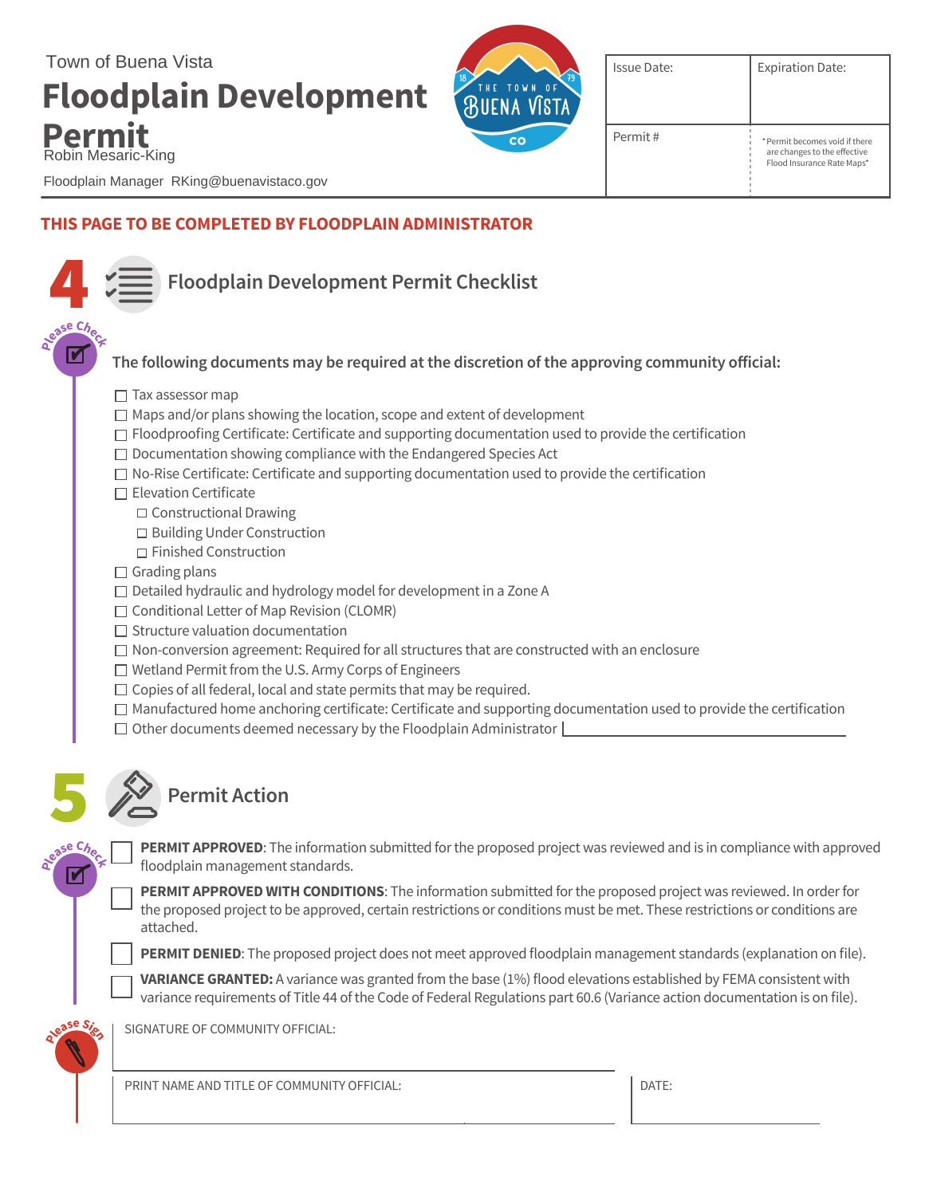Town of Buena Vista

# Floodplain Development Permit

Robin Mesaric-King

Floodplain Manager RKing@buenavistaco.gov

| Issue Date: | Expiration Date: |
|---|---|
| Permit # | *Permit becomes void if there are changes to the effective Flood Insurance Rate Maps* |

**THIS PAGE TO BE COMPLETED BY FLOODPLAIN ADMINISTRATOR**

## 4 Floodplain Development Permit Checklist

Please Check

**The following documents may be required at the discretion of the approving community official:**

- ☐ Tax assessor map
- ☐ Maps and/or plans showing the location, scope and extent of development
- ☐ Floodproofing Certificate: Certificate and supporting documentation used to provide the certification
- ☐ Documentation showing compliance with the Endangered Species Act
- ☐ No-Rise Certificate: Certificate and supporting documentation used to provide the certification
- ☐ Elevation Certificate
  - ☐ Constructional Drawing
  - ☐ Building Under Construction
  - ☐ Finished Construction
- ☐ Grading plans
- ☐ Detailed hydraulic and hydrology model for development in a Zone A
- ☐ Conditional Letter of Map Revision (CLOMR)
- ☐ Structure valuation documentation
- ☐ Non-conversion agreement: Required for all structures that are constructed with an enclosure
- ☐ Wetland Permit from the U.S. Army Corps of Engineers
- ☐ Copies of all federal, local and state permits that may be required.
- ☐ Manufactured home anchoring certificate: Certificate and supporting documentation used to provide the certification
- ☐ Other documents deemed necessary by the Floodplain Administrator ____________________

## 5 Permit Action

Please Check

- ☐ **PERMIT APPROVED**: The information submitted for the proposed project was reviewed and is in compliance with approved floodplain management standards.
- ☐ **PERMIT APPROVED WITH CONDITIONS**: The information submitted for the proposed project was reviewed. In order for the proposed project to be approved, certain restrictions or conditions must be met. These restrictions or conditions are attached.
- ☐ **PERMIT DENIED**: The proposed project does not meet approved floodplain management standards (explanation on file).
- ☐ **VARIANCE GRANTED:** A variance was granted from the base (1%) flood elevations established by FEMA consistent with variance requirements of Title 44 of the Code of Federal Regulations part 60.6 (Variance action documentation is on file).

Please Sign

SIGNATURE OF COMMUNITY OFFICIAL:

PRINT NAME AND TITLE OF COMMUNITY OFFICIAL:

DATE: